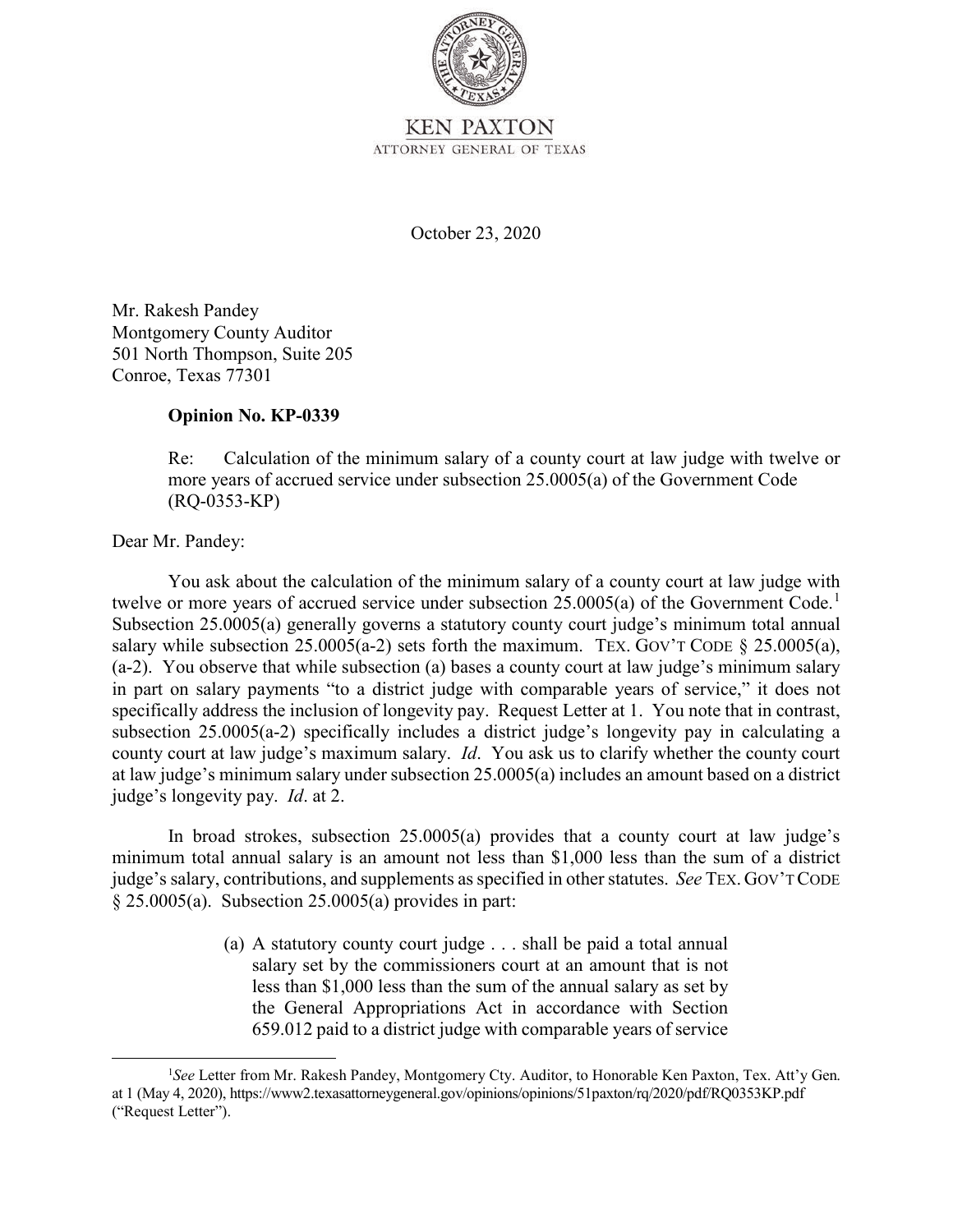KEN PAXTON
ATTORNEY GENERAL OF TEXAS

October 23, 2020

Mr. Rakesh Pandey
Montgomery County Auditor
501 North Thompson, Suite 205
Conroe, Texas 77301

**Opinion No. KP-0339**

Re: Calculation of the minimum salary of a county court at law judge with twelve or more years of accrued service under subsection 25.0005(a) of the Government Code (RQ-0353-KP)

Dear Mr. Pandey:

You ask about the calculation of the minimum salary of a county court at law judge with twelve or more years of accrued service under subsection 25.0005(a) of the Government Code.[1] Subsection 25.0005(a) generally governs a statutory county court judge's minimum total annual salary while subsection 25.0005(a-2) sets forth the maximum. TEX. GOV'T CODE § 25.0005(a), (a-2). You observe that while subsection (a) bases a county court at law judge's minimum salary in part on salary payments "to a district judge with comparable years of service," it does not specifically address the inclusion of longevity pay. Request Letter at 1. You note that in contrast, subsection 25.0005(a-2) specifically includes a district judge's longevity pay in calculating a county court at law judge's maximum salary. *Id*. You ask us to clarify whether the county court at law judge's minimum salary under subsection 25.0005(a) includes an amount based on a district judge's longevity pay. *Id*. at 2.

In broad strokes, subsection 25.0005(a) provides that a county court at law judge's minimum total annual salary is an amount not less than $1,000 less than the sum of a district judge's salary, contributions, and supplements as specified in other statutes. *See* TEX. GOV'T CODE § 25.0005(a). Subsection 25.0005(a) provides in part:

> (a) A statutory county court judge . . . shall be paid a total annual salary set by the commissioners court at an amount that is not less than $1,000 less than the sum of the annual salary as set by the General Appropriations Act in accordance with Section 659.012 paid to a district judge with comparable years of service

[1]*See* Letter from Mr. Rakesh Pandey, Montgomery Cty. Auditor, to Honorable Ken Paxton, Tex. Att'y Gen. at 1 (May 4, 2020), https://www2.texasattorneygeneral.gov/opinions/opinions/51paxton/rq/2020/pdf/RQ0353KP.pdf ("Request Letter").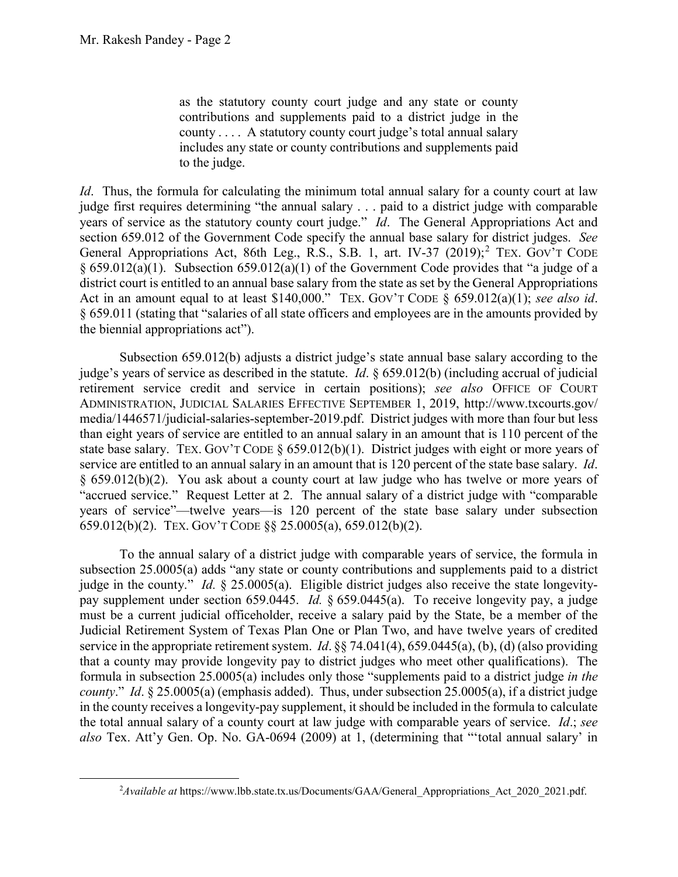> as the statutory county court judge and any state or county contributions and supplements paid to a district judge in the county . . . . A statutory county court judge's total annual salary includes any state or county contributions and supplements paid to the judge.

*Id*. Thus, the formula for calculating the minimum total annual salary for a county court at law judge first requires determining "the annual salary . . . paid to a district judge with comparable years of service as the statutory county court judge." *Id*. The General Appropriations Act and section 659.012 of the Government Code specify the annual base salary for district judges. *See* General Appropriations Act, 86th Leg., R.S., S.B. 1, art. IV-37 (2019);[2] TEX. GOV'T CODE § 659.012(a)(1). Subsection 659.012(a)(1) of the Government Code provides that "a judge of a district court is entitled to an annual base salary from the state as set by the General Appropriations Act in an amount equal to at least $140,000." TEX. GOV'T CODE § 659.012(a)(1); *see also id*. § 659.011 (stating that "salaries of all state officers and employees are in the amounts provided by the biennial appropriations act").

Subsection 659.012(b) adjusts a district judge's state annual base salary according to the judge's years of service as described in the statute. *Id*. § 659.012(b) (including accrual of judicial retirement service credit and service in certain positions); *see also* OFFICE OF COURT ADMINISTRATION, JUDICIAL SALARIES EFFECTIVE SEPTEMBER 1, 2019, http://www.txcourts.gov/media/1446571/judicial-salaries-september-2019.pdf. District judges with more than four but less than eight years of service are entitled to an annual salary in an amount that is 110 percent of the state base salary. TEX. GOV'T CODE § 659.012(b)(1). District judges with eight or more years of service are entitled to an annual salary in an amount that is 120 percent of the state base salary. *Id*. § 659.012(b)(2). You ask about a county court at law judge who has twelve or more years of "accrued service." Request Letter at 2. The annual salary of a district judge with "comparable years of service"—twelve years—is 120 percent of the state base salary under subsection 659.012(b)(2). TEX. GOV'T CODE §§ 25.0005(a), 659.012(b)(2).

To the annual salary of a district judge with comparable years of service, the formula in subsection 25.0005(a) adds "any state or county contributions and supplements paid to a district judge in the county." *Id.* § 25.0005(a). Eligible district judges also receive the state longevity-pay supplement under section 659.0445. *Id.* § 659.0445(a). To receive longevity pay, a judge must be a current judicial officeholder, receive a salary paid by the State, be a member of the Judicial Retirement System of Texas Plan One or Plan Two, and have twelve years of credited service in the appropriate retirement system. *Id*. §§ 74.041(4), 659.0445(a), (b), (d) (also providing that a county may provide longevity pay to district judges who meet other qualifications). The formula in subsection 25.0005(a) includes only those "supplements paid to a district judge *in the county*." *Id*. § 25.0005(a) (emphasis added). Thus, under subsection 25.0005(a), if a district judge in the county receives a longevity-pay supplement, it should be included in the formula to calculate the total annual salary of a county court at law judge with comparable years of service. *Id*.; *see also* Tex. Att'y Gen. Op. No. GA-0694 (2009) at 1, (determining that "'total annual salary' in

---

[2] *Available at* https://www.lbb.state.tx.us/Documents/GAA/General_Appropriations_Act_2020_2021.pdf.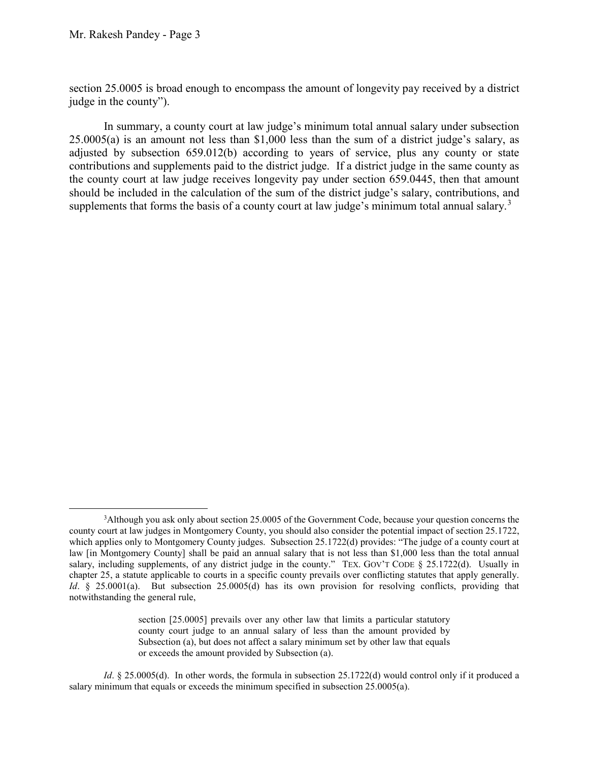section 25.0005 is broad enough to encompass the amount of longevity pay received by a district judge in the county").

In summary, a county court at law judge's minimum total annual salary under subsection 25.0005(a) is an amount not less than $1,000 less than the sum of a district judge's salary, as adjusted by subsection 659.012(b) according to years of service, plus any county or state contributions and supplements paid to the district judge. If a district judge in the same county as the county court at law judge receives longevity pay under section 659.0445, then that amount should be included in the calculation of the sum of the district judge's salary, contributions, and supplements that forms the basis of a county court at law judge's minimum total annual salary.[3]

---

[3]Although you ask only about section 25.0005 of the Government Code, because your question concerns the county court at law judges in Montgomery County, you should also consider the potential impact of section 25.1722, which applies only to Montgomery County judges. Subsection 25.1722(d) provides: "The judge of a county court at law [in Montgomery County] shall be paid an annual salary that is not less than $1,000 less than the total annual salary, including supplements, of any district judge in the county." TEX. GOV'T CODE § 25.1722(d). Usually in chapter 25, a statute applicable to courts in a specific county prevails over conflicting statutes that apply generally. *Id*. § 25.0001(a). But subsection 25.0005(d) has its own provision for resolving conflicts, providing that notwithstanding the general rule,

> section [25.0005] prevails over any other law that limits a particular statutory county court judge to an annual salary of less than the amount provided by Subsection (a), but does not affect a salary minimum set by other law that equals or exceeds the amount provided by Subsection (a).

*Id*. § 25.0005(d). In other words, the formula in subsection 25.1722(d) would control only if it produced a salary minimum that equals or exceeds the minimum specified in subsection 25.0005(a).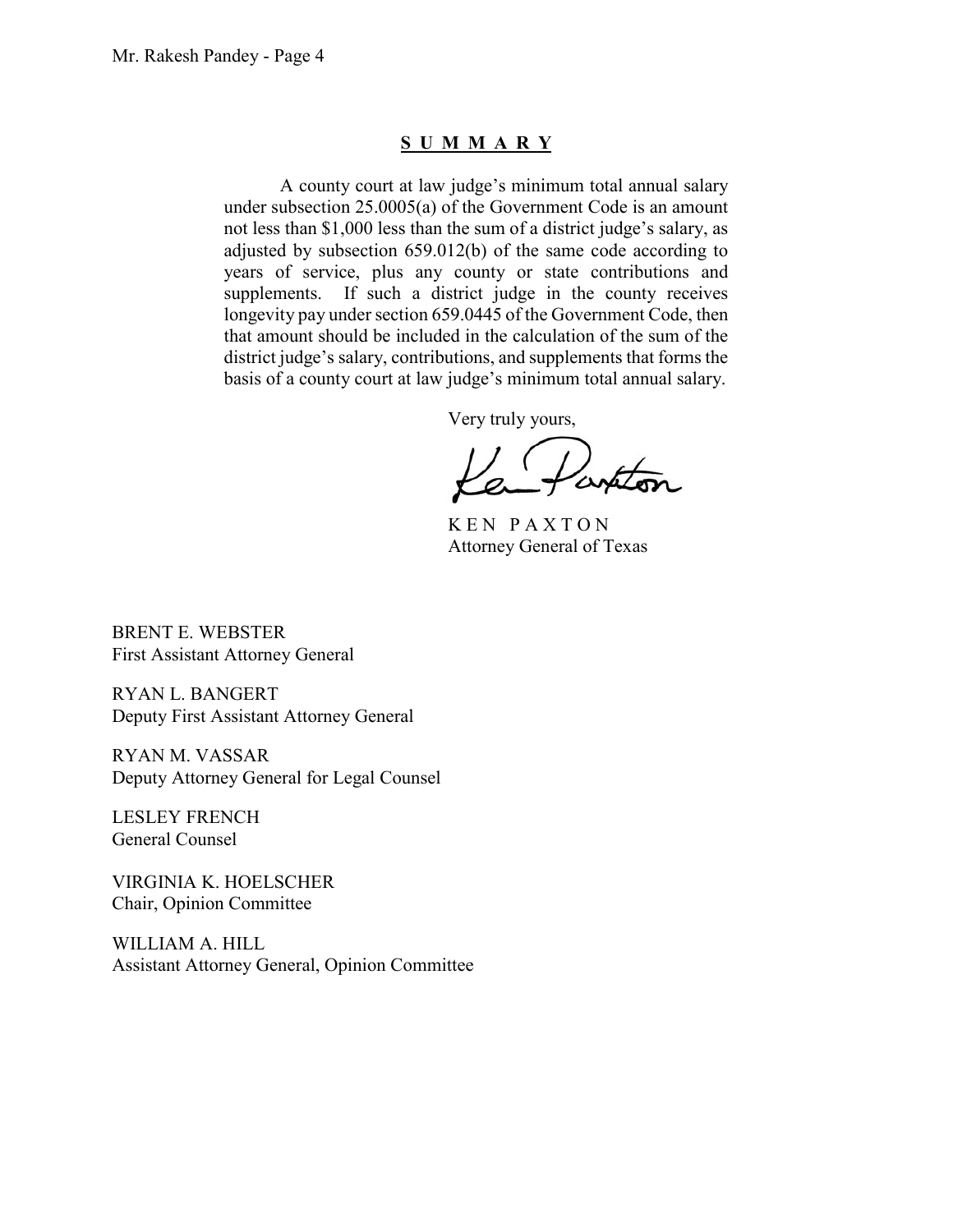## **S U M M A R Y**

A county court at law judge's minimum total annual salary under subsection 25.0005(a) of the Government Code is an amount not less than $1,000 less than the sum of a district judge's salary, as adjusted by subsection 659.012(b) of the same code according to years of service, plus any county or state contributions and supplements. If such a district judge in the county receives longevity pay under section 659.0445 of the Government Code, then that amount should be included in the calculation of the sum of the district judge's salary, contributions, and supplements that forms the basis of a county court at law judge's minimum total annual salary.

Very truly yours,

K E N P A X T O N
Attorney General of Texas

BRENT E. WEBSTER
First Assistant Attorney General

RYAN L. BANGERT
Deputy First Assistant Attorney General

RYAN M. VASSAR
Deputy Attorney General for Legal Counsel

LESLEY FRENCH
General Counsel

VIRGINIA K. HOELSCHER
Chair, Opinion Committee

WILLIAM A. HILL
Assistant Attorney General, Opinion Committee